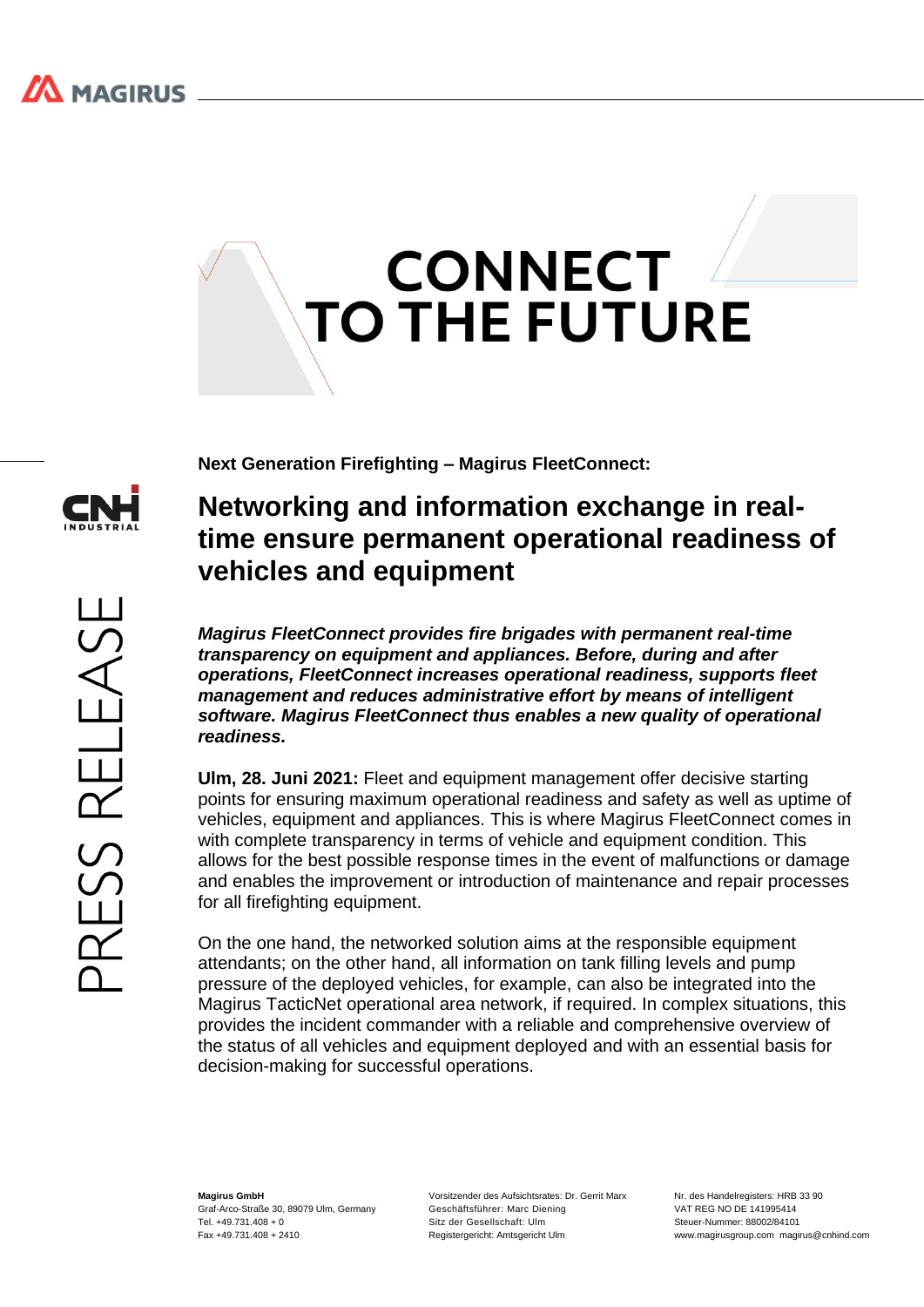# CONNECT TO THE FUTURE

PRESS RELEASE

**Next Generation Firefighting – Magirus FleetConnect:**

## Networking and information exchange in real-time ensure permanent operational readiness of vehicles and equipment

***Magirus FleetConnect provides fire brigades with permanent real-time transparency on equipment and appliances. Before, during and after operations, FleetConnect increases operational readiness, supports fleet management and reduces administrative effort by means of intelligent software. Magirus FleetConnect thus enables a new quality of operational readiness.***

**Ulm, 28. Juni 2021:** Fleet and equipment management offer decisive starting points for ensuring maximum operational readiness and safety as well as uptime of vehicles, equipment and appliances. This is where Magirus FleetConnect comes in with complete transparency in terms of vehicle and equipment condition. This allows for the best possible response times in the event of malfunctions or damage and enables the improvement or introduction of maintenance and repair processes for all firefighting equipment.

On the one hand, the networked solution aims at the responsible equipment attendants; on the other hand, all information on tank filling levels and pump pressure of the deployed vehicles, for example, can also be integrated into the Magirus TacticNet operational area network, if required. In complex situations, this provides the incident commander with a reliable and comprehensive overview of the status of all vehicles and equipment deployed and with an essential basis for decision-making for successful operations.

**Magirus GmbH**
Graf-Arco-Straße 30, 89079 Ulm, Germany
Tel. +49.731.408 + 0
Fax +49.731.408 + 2410

Vorsitzender des Aufsichtsrates: Dr. Gerrit Marx
Geschäftsführer: Marc Diening
Sitz der Gesellschaft: Ulm
Registergericht: Amtsgericht Ulm

Nr. des Handelregisters: HRB 33 90
VAT REG NO DE 141995414
Steuer-Nummer: 88002/84101
www.magirusgroup.com magirus@cnhind.com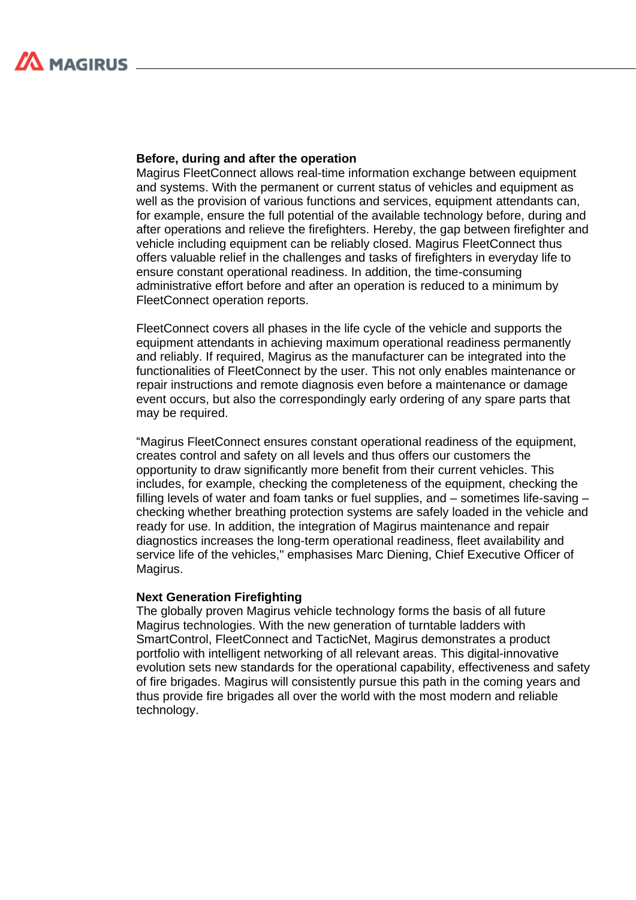**Before, during and after the operation**
Magirus FleetConnect allows real-time information exchange between equipment and systems. With the permanent or current status of vehicles and equipment as well as the provision of various functions and services, equipment attendants can, for example, ensure the full potential of the available technology before, during and after operations and relieve the firefighters. Hereby, the gap between firefighter and vehicle including equipment can be reliably closed. Magirus FleetConnect thus offers valuable relief in the challenges and tasks of firefighters in everyday life to ensure constant operational readiness. In addition, the time-consuming administrative effort before and after an operation is reduced to a minimum by FleetConnect operation reports.

FleetConnect covers all phases in the life cycle of the vehicle and supports the equipment attendants in achieving maximum operational readiness permanently and reliably. If required, Magirus as the manufacturer can be integrated into the functionalities of FleetConnect by the user. This not only enables maintenance or repair instructions and remote diagnosis even before a maintenance or damage event occurs, but also the correspondingly early ordering of any spare parts that may be required.

“Magirus FleetConnect ensures constant operational readiness of the equipment, creates control and safety on all levels and thus offers our customers the opportunity to draw significantly more benefit from their current vehicles. This includes, for example, checking the completeness of the equipment, checking the filling levels of water and foam tanks or fuel supplies, and – sometimes life-saving – checking whether breathing protection systems are safely loaded in the vehicle and ready for use. In addition, the integration of Magirus maintenance and repair diagnostics increases the long-term operational readiness, fleet availability and service life of the vehicles," emphasises Marc Diening, Chief Executive Officer of Magirus.

**Next Generation Firefighting**
The globally proven Magirus vehicle technology forms the basis of all future Magirus technologies. With the new generation of turntable ladders with SmartControl, FleetConnect and TacticNet, Magirus demonstrates a product portfolio with intelligent networking of all relevant areas. This digital-innovative evolution sets new standards for the operational capability, effectiveness and safety of fire brigades. Magirus will consistently pursue this path in the coming years and thus provide fire brigades all over the world with the most modern and reliable technology.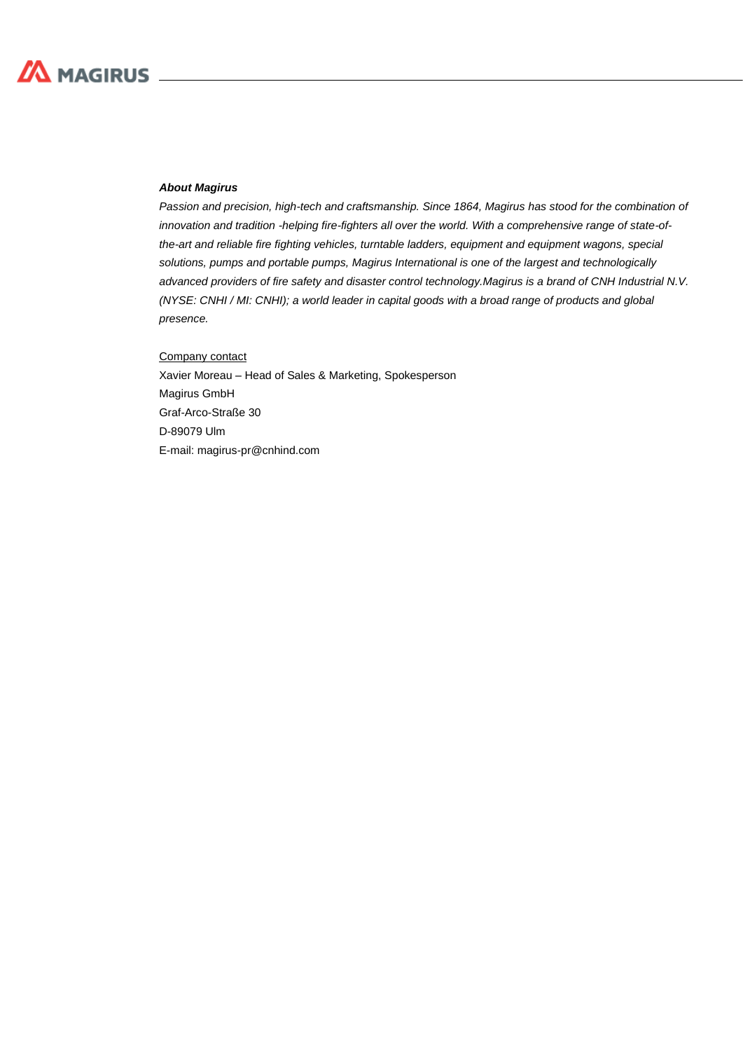***About Magirus***

*Passion and precision, high-tech and craftsmanship. Since 1864, Magirus has stood for the combination of innovation and tradition -helping fire-fighters all over the world. With a comprehensive range of state-of-the-art and reliable fire fighting vehicles, turntable ladders, equipment and equipment wagons, special solutions, pumps and portable pumps, Magirus International is one of the largest and technologically advanced providers of fire safety and disaster control technology.Magirus is a brand of CNH Industrial N.V. (NYSE: CNHI / MI: CNHI); a world leader in capital goods with a broad range of products and global presence.*

<u>Company contact</u>
Xavier Moreau – Head of Sales & Marketing, Spokesperson
Magirus GmbH
Graf-Arco-Straße 30
D-89079 Ulm
E-mail: magirus-pr@cnhind.com